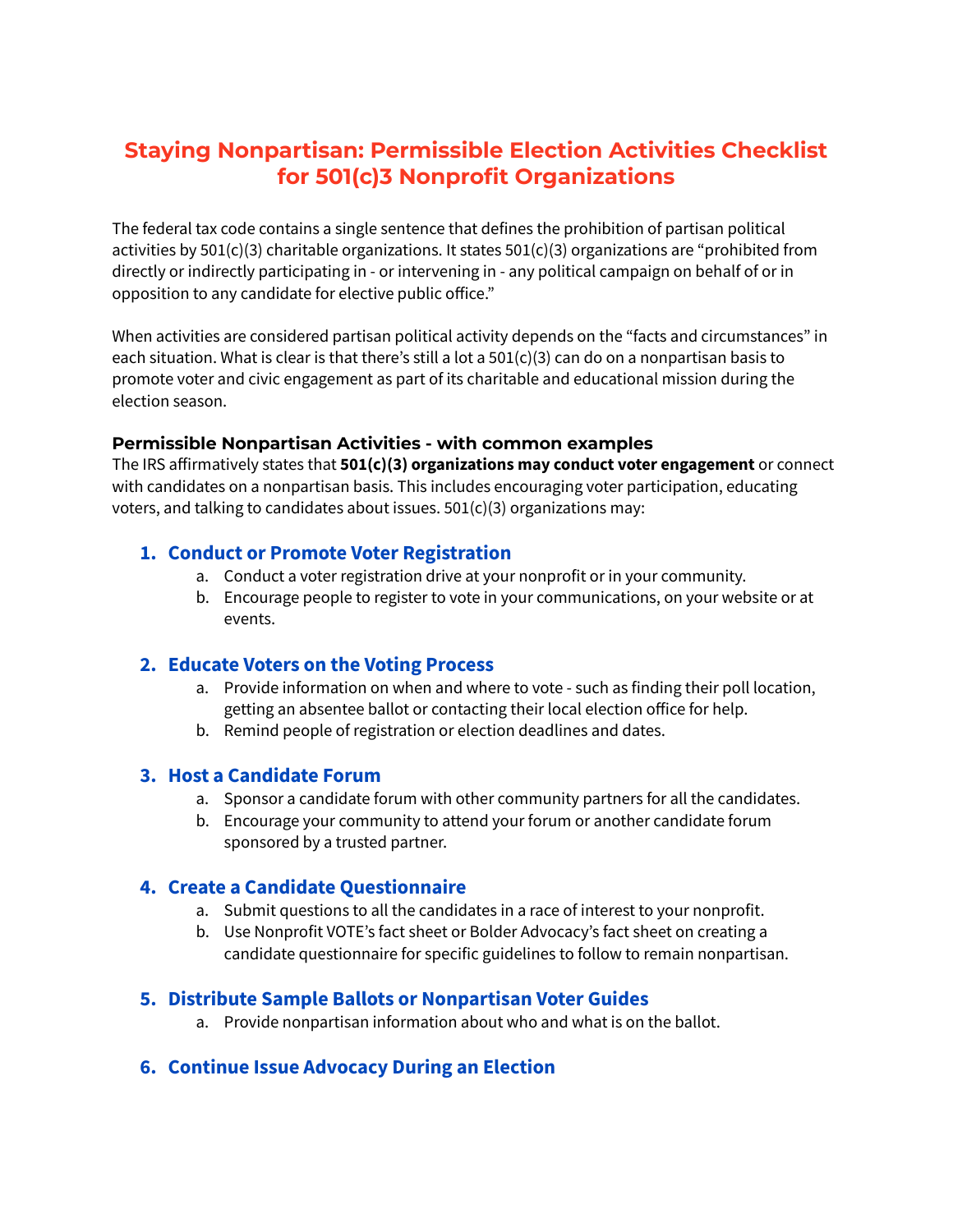# Staying Nonpartisan: Permissible Election Activities Checklist for 501(c)3 Nonprofit Organizations

The federal tax code contains a single sentence that defines the prohibition of partisan political activities by 501(c)(3) charitable organizations. It states 501(c)(3) organizations are "prohibited from directly or indirectly participating in - or intervening in - any political campaign on behalf of or in opposition to any candidate for elective public office."

When activities are considered partisan political activity depends on the "facts and circumstances" in each situation. What is clear is that there's still a lot a 501(c)(3) can do on a nonpartisan basis to promote voter and civic engagement as part of its charitable and educational mission during the election season.

### Permissible Nonpartisan Activities - with common examples

The IRS affirmatively states that **501(c)(3) organizations may conduct voter engagement** or connect with candidates on a nonpartisan basis. This includes encouraging voter participation, educating voters, and talking to candidates about issues. 501(c)(3) organizations may:

1. **Conduct or Promote Voter Registration**
   a. Conduct a voter registration drive at your nonprofit or in your community.
   b. Encourage people to register to vote in your communications, on your website or at events.

2. **Educate Voters on the Voting Process**
   a. Provide information on when and where to vote - such as finding their poll location, getting an absentee ballot or contacting their local election office for help.
   b. Remind people of registration or election deadlines and dates.

3. **Host a Candidate Forum**
   a. Sponsor a candidate forum with other community partners for all the candidates.
   b. Encourage your community to attend your forum or another candidate forum sponsored by a trusted partner.

4. **Create a Candidate Questionnaire**
   a. Submit questions to all the candidates in a race of interest to your nonprofit.
   b. Use Nonprofit VOTE's fact sheet or Bolder Advocacy's fact sheet on creating a candidate questionnaire for specific guidelines to follow to remain nonpartisan.

5. **Distribute Sample Ballots or Nonpartisan Voter Guides**
   a. Provide nonpartisan information about who and what is on the ballot.

6. **Continue Issue Advocacy During an Election**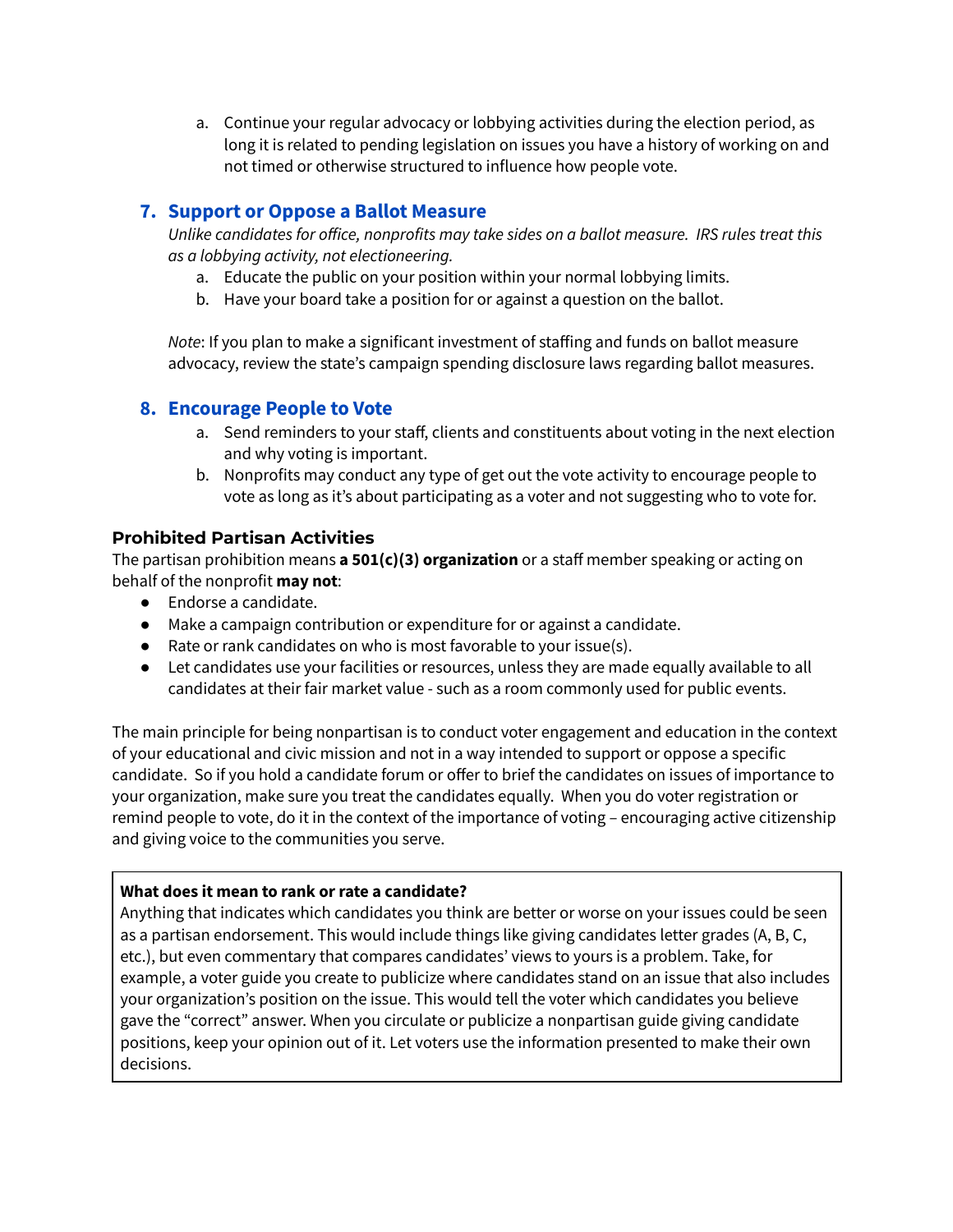a. Continue your regular advocacy or lobbying activities during the election period, as long it is related to pending legislation on issues you have a history of working on and not timed or otherwise structured to influence how people vote.

## 7. Support or Oppose a Ballot Measure

*Unlike candidates for office, nonprofits may take sides on a ballot measure. IRS rules treat this as a lobbying activity, not electioneering.*

a. Educate the public on your position within your normal lobbying limits.
b. Have your board take a position for or against a question on the ballot.

*Note*: If you plan to make a significant investment of staffing and funds on ballot measure advocacy, review the state's campaign spending disclosure laws regarding ballot measures.

## 8. Encourage People to Vote

a. Send reminders to your staff, clients and constituents about voting in the next election and why voting is important.
b. Nonprofits may conduct any type of get out the vote activity to encourage people to vote as long as it's about participating as a voter and not suggesting who to vote for.

### Prohibited Partisan Activities

The partisan prohibition means **a 501(c)(3) organization** or a staff member speaking or acting on behalf of the nonprofit **may not**:

- Endorse a candidate.
- Make a campaign contribution or expenditure for or against a candidate.
- Rate or rank candidates on who is most favorable to your issue(s).
- Let candidates use your facilities or resources, unless they are made equally available to all candidates at their fair market value - such as a room commonly used for public events.

The main principle for being nonpartisan is to conduct voter engagement and education in the context of your educational and civic mission and not in a way intended to support or oppose a specific candidate. So if you hold a candidate forum or offer to brief the candidates on issues of importance to your organization, make sure you treat the candidates equally. When you do voter registration or remind people to vote, do it in the context of the importance of voting – encouraging active citizenship and giving voice to the communities you serve.

**What does it mean to rank or rate a candidate?**
Anything that indicates which candidates you think are better or worse on your issues could be seen as a partisan endorsement. This would include things like giving candidates letter grades (A, B, C, etc.), but even commentary that compares candidates' views to yours is a problem. Take, for example, a voter guide you create to publicize where candidates stand on an issue that also includes your organization's position on the issue. This would tell the voter which candidates you believe gave the "correct" answer. When you circulate or publicize a nonpartisan guide giving candidate positions, keep your opinion out of it. Let voters use the information presented to make their own decisions.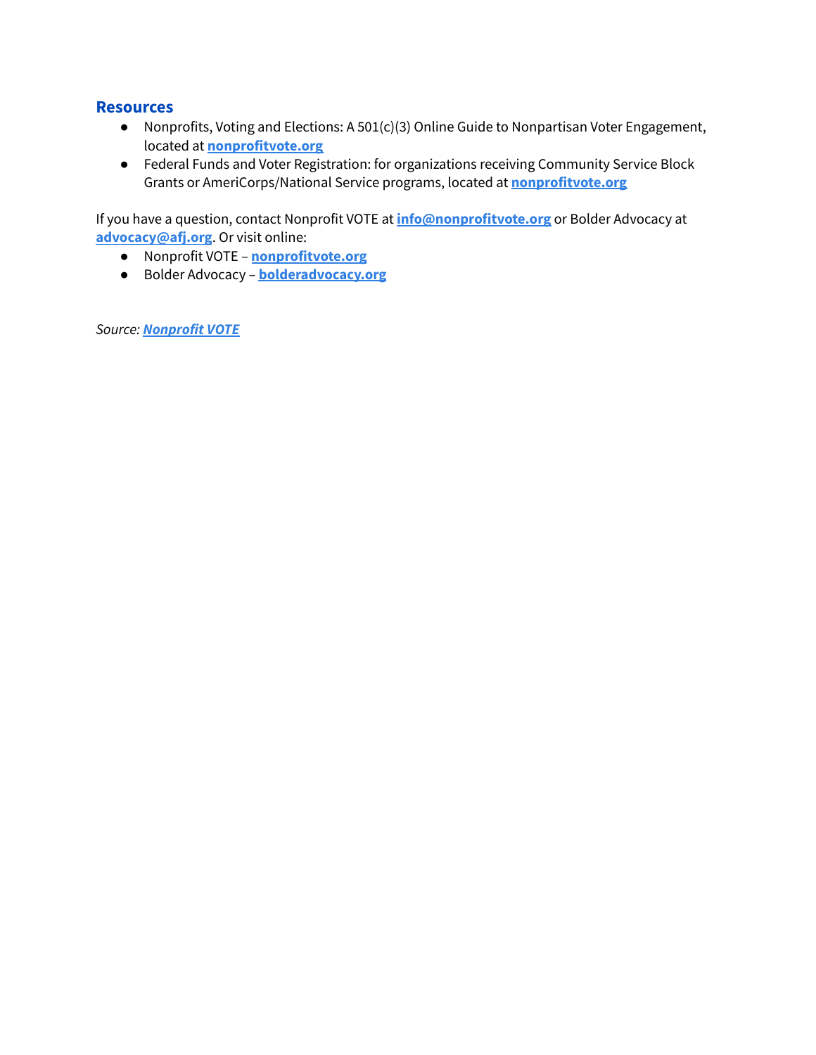## Resources

- Nonprofits, Voting and Elections: A 501(c)(3) Online Guide to Nonpartisan Voter Engagement, located at **nonprofitvote.org**
- Federal Funds and Voter Registration: for organizations receiving Community Service Block Grants or AmeriCorps/National Service programs, located at **nonprofitvote.org**

If you have a question, contact Nonprofit VOTE at **info@nonprofitvote.org** or Bolder Advocacy at **advocacy@afj.org**. Or visit online:

- Nonprofit VOTE – **nonprofitvote.org**
- Bolder Advocacy – **bolderadvocacy.org**

*Source:* ***Nonprofit VOTE***